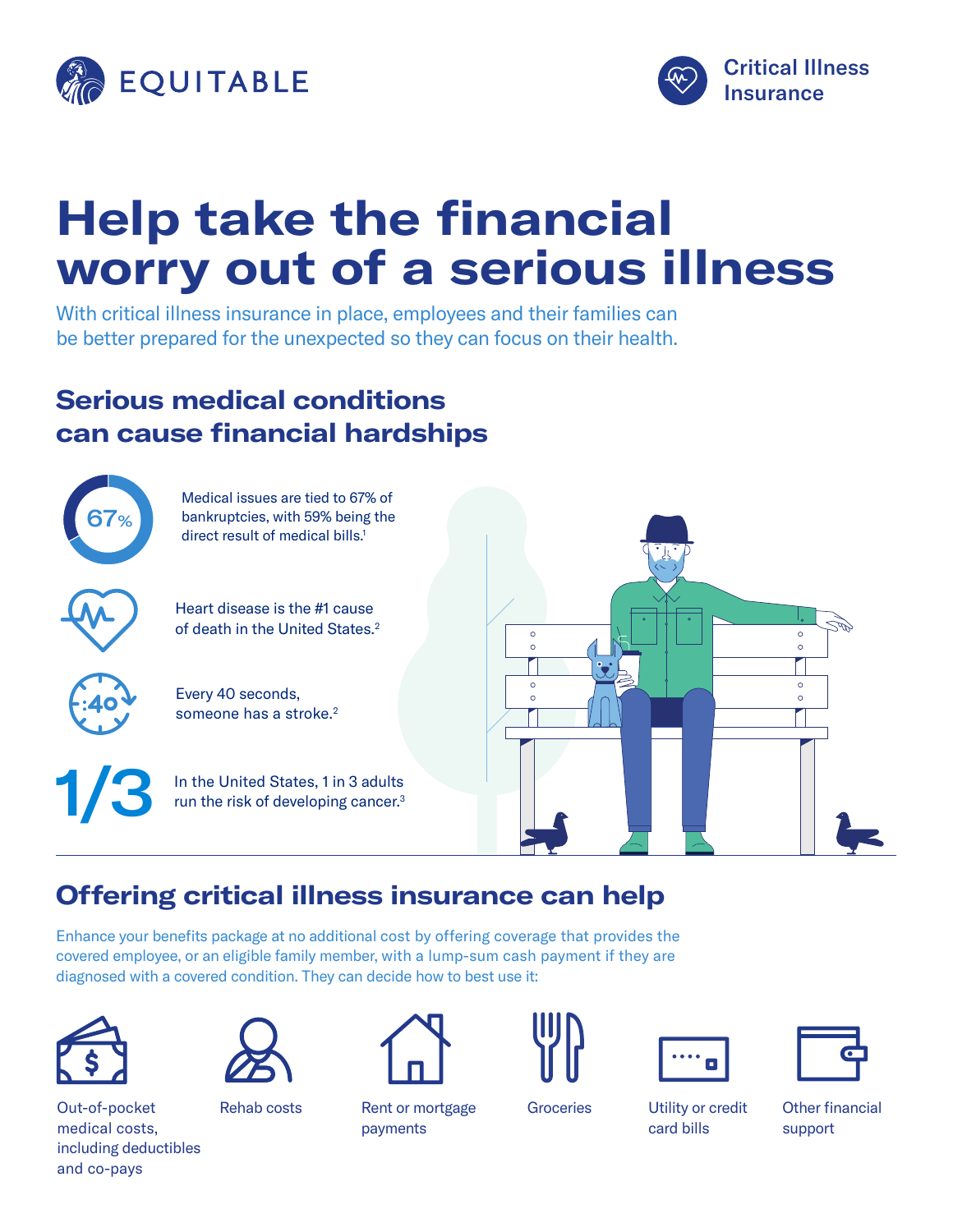EQUITABLE

Critical Illness Insurance

# Help take the financial worry out of a serious illness

With critical illness insurance in place, employees and their families can be better prepared for the unexpected so they can focus on their health.

## Serious medical conditions can cause financial hardships

67%

Medical issues are tied to 67% of bankruptcies, with 59% being the direct result of medical bills.[1]

Heart disease is the #1 cause of death in the United States.[2]

:40

Every 40 seconds, someone has a stroke.[2]

1/3

In the United States, 1 in 3 adults run the risk of developing cancer.[3]

## Offering critical illness insurance can help

Enhance your benefits package at no additional cost by offering coverage that provides the covered employee, or an eligible family member, with a lump-sum cash payment if they are diagnosed with a covered condition. They can decide how to best use it:

- Out-of-pocket medical costs, including deductibles and co-pays
- Rehab costs
- Rent or mortgage payments
- Groceries
- Utility or credit card bills
- Other financial support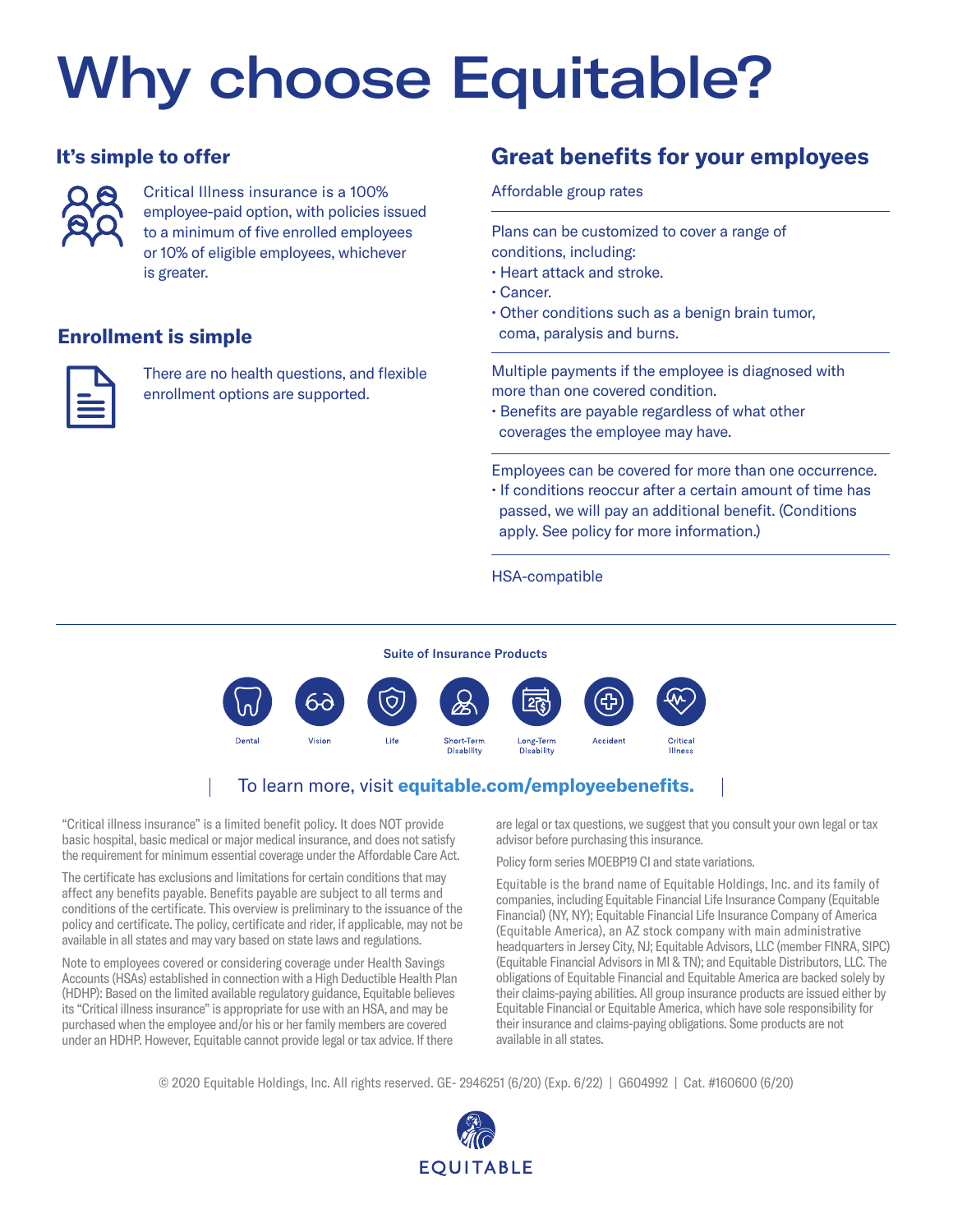# Why choose Equitable?

## It's simple to offer

Critical Illness insurance is a 100% employee-paid option, with policies issued to a minimum of five enrolled employees or 10% of eligible employees, whichever is greater.

## Enrollment is simple

There are no health questions, and flexible enrollment options are supported.

## Great benefits for your employees

Affordable group rates

Plans can be customized to cover a range of conditions, including:

- Heart attack and stroke.
- Cancer.
- Other conditions such as a benign brain tumor, coma, paralysis and burns.

Multiple payments if the employee is diagnosed with more than one covered condition.

- Benefits are payable regardless of what other coverages the employee may have.

Employees can be covered for more than one occurrence.

- If conditions reoccur after a certain amount of time has passed, we will pay an additional benefit. (Conditions apply. See policy for more information.)

HSA-compatible

**Suite of Insurance Products**

Dental
Vision
Life
Short-Term Disability
Long-Term Disability
Accident
Critical Illness

To learn more, visit **equitable.com/employeebenefits.**

"Critical illness insurance" is a limited benefit policy. It does NOT provide basic hospital, basic medical or major medical insurance, and does not satisfy the requirement for minimum essential coverage under the Affordable Care Act.

The certificate has exclusions and limitations for certain conditions that may affect any benefits payable. Benefits payable are subject to all terms and conditions of the certificate. This overview is preliminary to the issuance of the policy and certificate. The policy, certificate and rider, if applicable, may not be available in all states and may vary based on state laws and regulations.

Note to employees covered or considering coverage under Health Savings Accounts (HSAs) established in connection with a High Deductible Health Plan (HDHP): Based on the limited available regulatory guidance, Equitable believes its "Critical illness insurance" is appropriate for use with an HSA, and may be purchased when the employee and/or his or her family members are covered under an HDHP. However, Equitable cannot provide legal or tax advice. If there are legal or tax questions, we suggest that you consult your own legal or tax advisor before purchasing this insurance.

Policy form series MOEBP19 CI and state variations.

Equitable is the brand name of Equitable Holdings, Inc. and its family of companies, including Equitable Financial Life Insurance Company (Equitable Financial) (NY, NY); Equitable Financial Life Insurance Company of America (Equitable America), an AZ stock company with main administrative headquarters in Jersey City, NJ; Equitable Advisors, LLC (member FINRA, SIPC) (Equitable Financial Advisors in MI & TN); and Equitable Distributors, LLC. The obligations of Equitable Financial and Equitable America are backed solely by their claims-paying abilities. All group insurance products are issued either by Equitable Financial or Equitable America, which have sole responsibility for their insurance and claims-paying obligations. Some products are not available in all states.

© 2020 Equitable Holdings, Inc. All rights reserved. GE- 2946251 (6/20) (Exp. 6/22) | G604992 | Cat. #160600 (6/20)

EQUITABLE